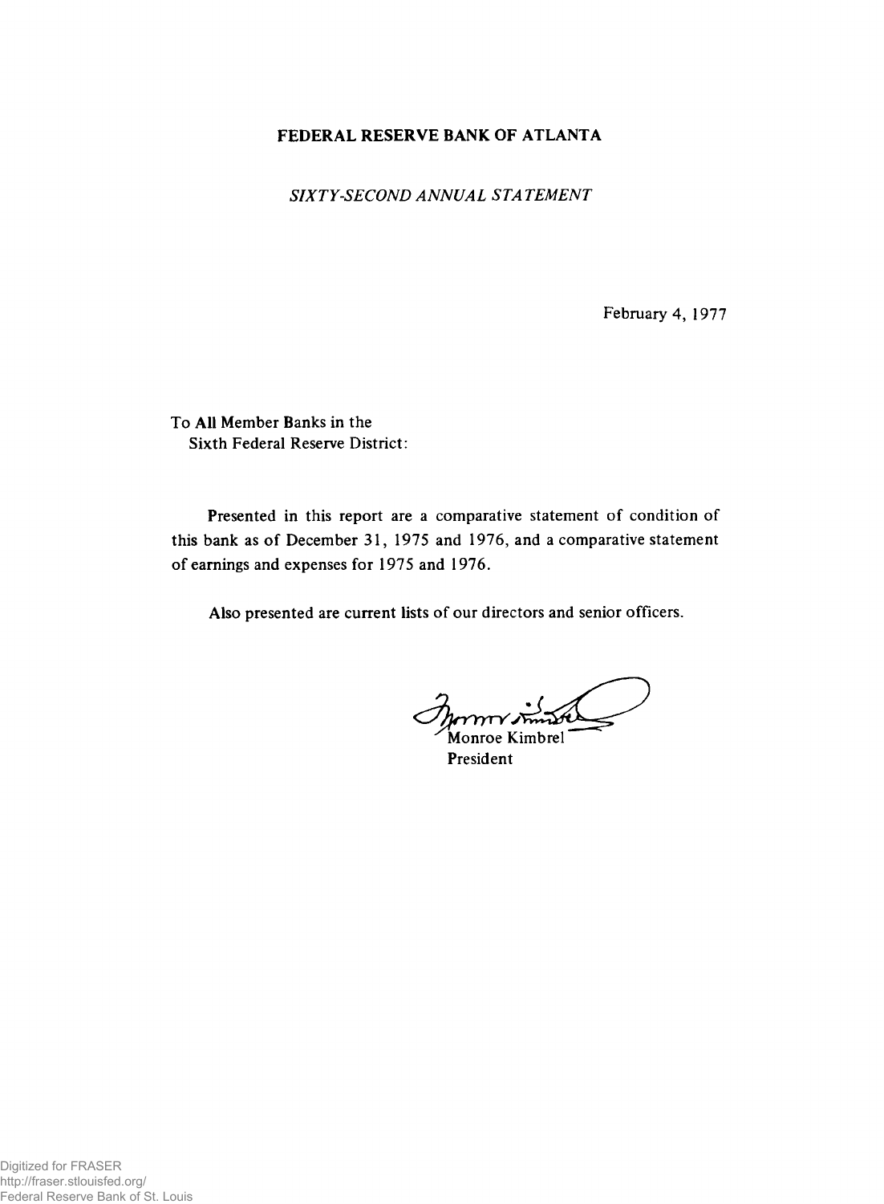# FEDERAL RESERVE BANK OF ATLANTA

*SIXTY-SECOND ANNUAL STATEMENT*

February 4, 1977

To All Member Banks in the
Sixth Federal Reserve District:

Presented in this report are a comparative statement of condition of this bank as of December 31, 1975 and 1976, and a comparative statement of earnings and expenses for 1975 and 1976.

Also presented are current lists of our directors and senior officers.

Monroe Kimbrel
President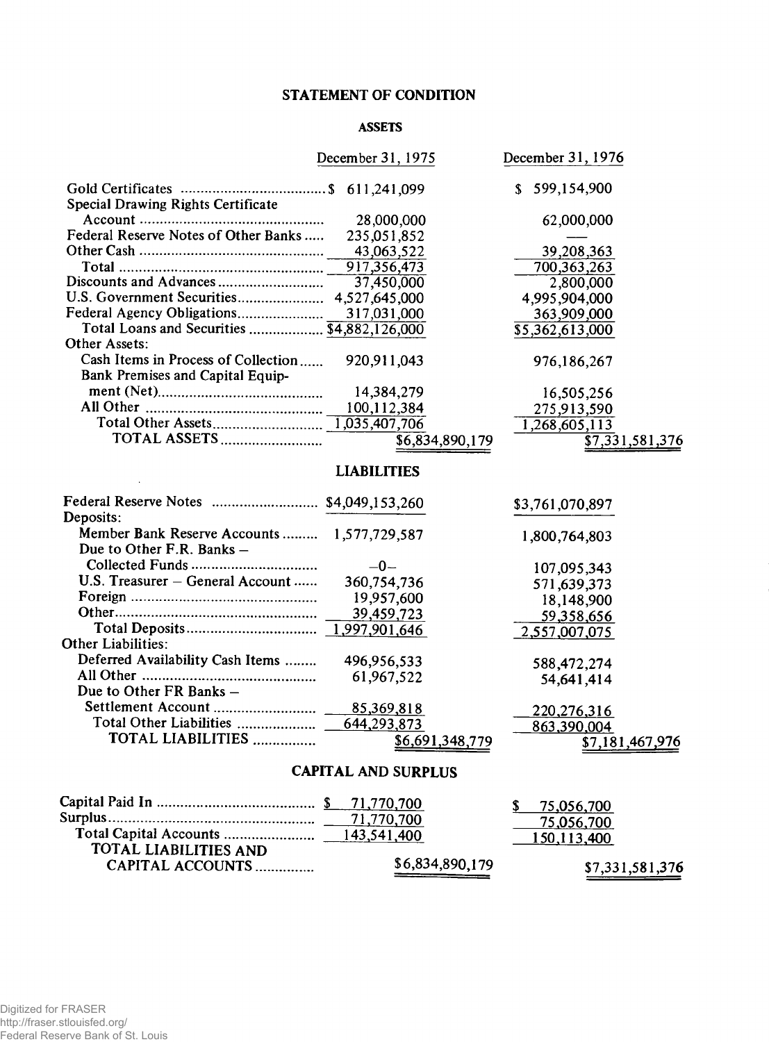# STATEMENT OF CONDITION

## ASSETS

| | December 31, 1975 | | December 31, 1976 | |
|---|---|---|---|---|
| Gold Certificates | $ 611,241,099 | | $ 599,154,900 | |
| Special Drawing Rights Certificate Account | 28,000,000 | | 62,000,000 | |
| Federal Reserve Notes of Other Banks | 235,051,852 | | — | |
| Other Cash | 43,063,522 | | 39,208,363 | |
| Total | 917,356,473 | | 700,363,263 | |
| Discounts and Advances | 37,450,000 | | 2,800,000 | |
| U.S. Government Securities | 4,527,645,000 | | 4,995,904,000 | |
| Federal Agency Obligations | 317,031,000 | | 363,909,000 | |
| Total Loans and Securities | $4,882,126,000 | | $5,362,613,000 | |
| Other Assets: | | | | |
| Cash Items in Process of Collection | 920,911,043 | | 976,186,267 | |
| Bank Premises and Capital Equipment (Net) | 14,384,279 | | 16,505,256 | |
| All Other | 100,112,384 | | 275,913,590 | |
| Total Other Assets | 1,035,407,706 | | 1,268,605,113 | |
| TOTAL ASSETS | | $6,834,890,179 | | $7,331,581,376 |

## LIABILITIES

| | December 31, 1975 | | December 31, 1976 | |
|---|---|---|---|---|
| Federal Reserve Notes | $4,049,153,260 | | $3,761,070,897 | |
| Deposits: | | | | |
| Member Bank Reserve Accounts | 1,577,729,587 | | 1,800,764,803 | |
| Due to Other F.R. Banks – Collected Funds | –0– | | 107,095,343 | |
| U.S. Treasurer – General Account | 360,754,736 | | 571,639,373 | |
| Foreign | 19,957,600 | | 18,148,900 | |
| Other | 39,459,723 | | 59,358,656 | |
| Total Deposits | 1,997,901,646 | | 2,557,007,075 | |
| Other Liabilities: | | | | |
| Deferred Availability Cash Items | 496,956,533 | | 588,472,274 | |
| All Other | 61,967,522 | | 54,641,414 | |
| Due to Other FR Banks – Settlement Account | 85,369,818 | | 220,276,316 | |
| Total Other Liabilities | 644,293,873 | | 863,390,004 | |
| TOTAL LIABILITIES | | $6,691,348,779 | | $7,181,467,976 |

## CAPITAL AND SURPLUS

| | December 31, 1975 | | December 31, 1976 | |
|---|---|---|---|---|
| Capital Paid In | $ 71,770,700 | | $ 75,056,700 | |
| Surplus | 71,770,700 | | 75,056,700 | |
| Total Capital Accounts | 143,541,400 | | 150,113,400 | |
| TOTAL LIABILITIES AND CAPITAL ACCOUNTS | | $6,834,890,179 | | $7,331,581,376 |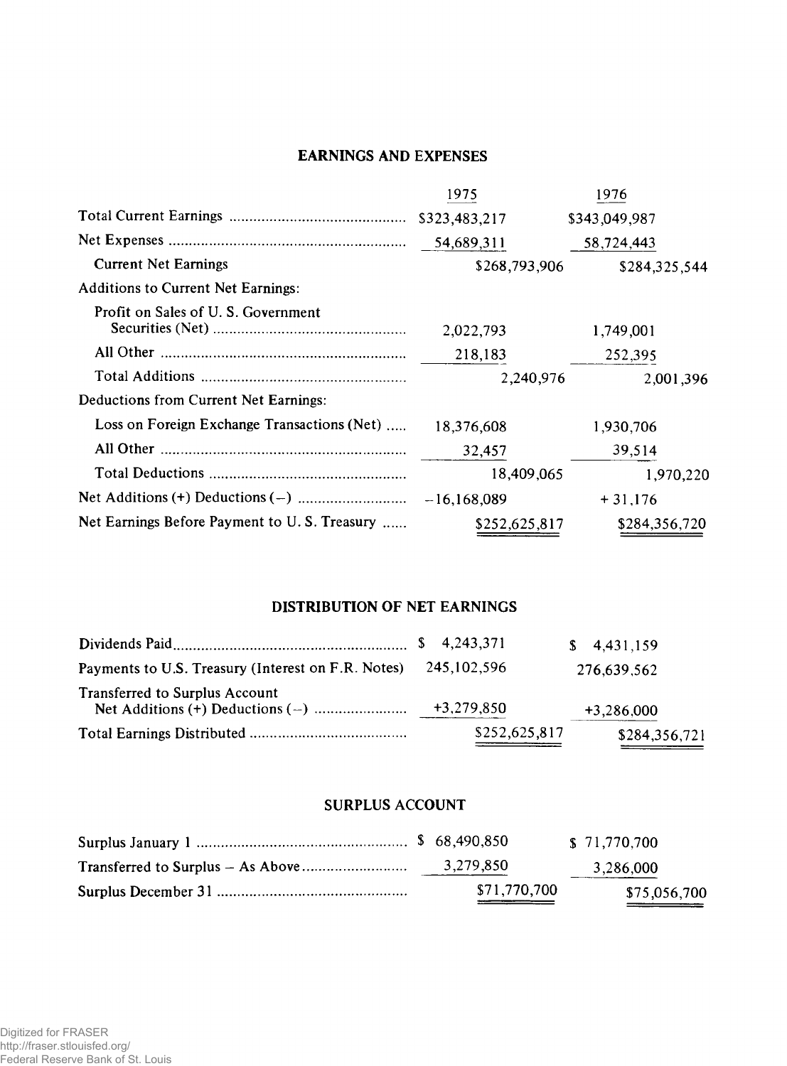## EARNINGS AND EXPENSES

| | 1975 | | 1976 | |
|---|---|---|---|---|
| Total Current Earnings | $323,483,217 | | $343,049,987 | |
| Net Expenses | 54,689,311 | | 58,724,443 | |
| Current Net Earnings | | $268,793,906 | | $284,325,544 |
| Additions to Current Net Earnings: | | | | |
| Profit on Sales of U. S. Government Securities (Net) | 2,022,793 | | 1,749,001 | |
| All Other | 218,183 | | 252,395 | |
| Total Additions | | 2,240,976 | | 2,001,396 |
| Deductions from Current Net Earnings: | | | | |
| Loss on Foreign Exchange Transactions (Net) | 18,376,608 | | 1,930,706 | |
| All Other | 32,457 | | 39,514 | |
| Total Deductions | | 18,409,065 | | 1,970,220 |
| Net Additions (+) Deductions (–) | –16,168,089 | | + 31,176 | |
| Net Earnings Before Payment to U. S. Treasury | | $252,625,817 | | $284,356,720 |

## DISTRIBUTION OF NET EARNINGS

| | 1975 | 1976 |
|---|---|---|
| Dividends Paid | $ 4,243,371 | $ 4,431,159 |
| Payments to U.S. Treasury (Interest on F.R. Notes) | 245,102,596 | 276,639,562 |
| Transferred to Surplus Account Net Additions (+) Deductions (–) | +3,279,850 | +3,286,000 |
| Total Earnings Distributed | $252,625,817 | $284,356,721 |

## SURPLUS ACCOUNT

| | 1975 | 1976 |
|---|---|---|
| Surplus January 1 | $ 68,490,850 | $ 71,770,700 |
| Transferred to Surplus – As Above | 3,279,850 | 3,286,000 |
| Surplus December 31 | $71,770,700 | $75,056,700 |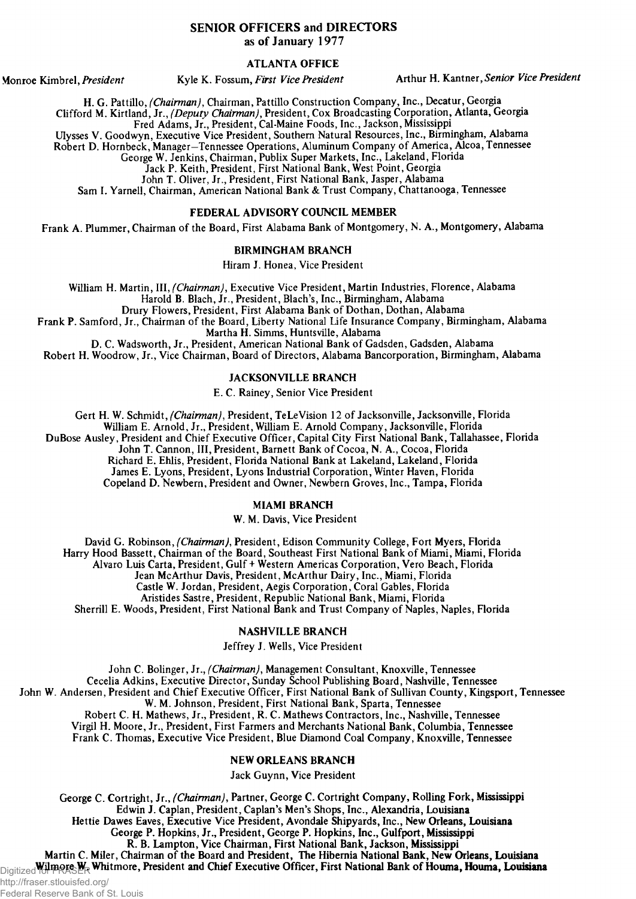## SENIOR OFFICERS and DIRECTORS
### as of January 1977

### ATLANTA OFFICE

Monroe Kimbrel, *President* Kyle K. Fossum, *First Vice President* Arthur H. Kantner, *Senior Vice President*

H. G. Pattillo, *(Chairman)*, Chairman, Pattillo Construction Company, Inc., Decatur, Georgia
Clifford M. Kirtland, Jr., *(Deputy Chairman)*, President, Cox Broadcasting Corporation, Atlanta, Georgia
Fred Adams, Jr., President, Cal-Maine Foods, Inc., Jackson, Mississippi
Ulysses V. Goodwyn, Executive Vice President, Southern Natural Resources, Inc., Birmingham, Alabama
Robert D. Hornbeck, Manager—Tennessee Operations, Aluminum Company of America, Alcoa, Tennessee
George W. Jenkins, Chairman, Publix Super Markets, Inc., Lakeland, Florida
Jack P. Keith, President, First National Bank, West Point, Georgia
John T. Oliver, Jr., President, First National Bank, Jasper, Alabama
Sam I. Yarnell, Chairman, American National Bank & Trust Company, Chattanooga, Tennessee

### FEDERAL ADVISORY COUNCIL MEMBER

Frank A. Plummer, Chairman of the Board, First Alabama Bank of Montgomery, N. A., Montgomery, Alabama

### BIRMINGHAM BRANCH

Hiram J. Honea, Vice President

William H. Martin, III, *(Chairman)*, Executive Vice President, Martin Industries, Florence, Alabama
Harold B. Blach, Jr., President, Blach's, Inc., Birmingham, Alabama
Drury Flowers, President, First Alabama Bank of Dothan, Dothan, Alabama
Frank P. Samford, Jr., Chairman of the Board, Liberty National Life Insurance Company, Birmingham, Alabama
Martha H. Simms, Huntsville, Alabama
D. C. Wadsworth, Jr., President, American National Bank of Gadsden, Gadsden, Alabama
Robert H. Woodrow, Jr., Vice Chairman, Board of Directors, Alabama Bancorporation, Birmingham, Alabama

### JACKSONVILLE BRANCH

E. C. Rainey, Senior Vice President

Gert H. W. Schmidt, *(Chairman)*, President, TeLeVision 12 of Jacksonville, Jacksonville, Florida
William E. Arnold, Jr., President, William E. Arnold Company, Jacksonville, Florida
DuBose Ausley, President and Chief Executive Officer, Capital City First National Bank, Tallahassee, Florida
John T. Cannon, III, President, Barnett Bank of Cocoa, N. A., Cocoa, Florida
Richard E. Ehlis, President, Florida National Bank at Lakeland, Lakeland, Florida
James E. Lyons, President, Lyons Industrial Corporation, Winter Haven, Florida
Copeland D. Newbern, President and Owner, Newbern Groves, Inc., Tampa, Florida

### MIAMI BRANCH

W. M. Davis, Vice President

David G. Robinson, *(Chairman)*, President, Edison Community College, Fort Myers, Florida
Harry Hood Bassett, Chairman of the Board, Southeast First National Bank of Miami, Miami, Florida
Alvaro Luis Carta, President, Gulf + Western Americas Corporation, Vero Beach, Florida
Jean McArthur Davis, President, McArthur Dairy, Inc., Miami, Florida
Castle W. Jordan, President, Aegis Corporation, Coral Gables, Florida
Aristides Sastre, President, Republic National Bank, Miami, Florida
Sherrill E. Woods, President, First National Bank and Trust Company of Naples, Naples, Florida

### NASHVILLE BRANCH

Jeffrey J. Wells, Vice President

John C. Bolinger, Jr., *(Chairman)*, Management Consultant, Knoxville, Tennessee
Cecelia Adkins, Executive Director, Sunday School Publishing Board, Nashville, Tennessee
John W. Andersen, President and Chief Executive Officer, First National Bank of Sullivan County, Kingsport, Tennessee
W. M. Johnson, President, First National Bank, Sparta, Tennessee
Robert C. H. Mathews, Jr., President, R. C. Mathews Contractors, Inc., Nashville, Tennessee
Virgil H. Moore, Jr., President, First Farmers and Merchants National Bank, Columbia, Tennessee
Frank C. Thomas, Executive Vice President, Blue Diamond Coal Company, Knoxville, Tennessee

### NEW ORLEANS BRANCH

Jack Guynn, Vice President

George C. Cortright, Jr., *(Chairman)*, Partner, George C. Cortright Company, Rolling Fork, Mississippi
Edwin J. Caplan, President, Caplan's Men's Shops, Inc., Alexandria, Louisiana
Hettie Dawes Eaves, Executive Vice President, Avondale Shipyards, Inc., New Orleans, Louisiana
George P. Hopkins, Jr., President, George P. Hopkins, Inc., Gulfport, Mississippi
R. B. Lampton, Vice Chairman, First National Bank, Jackson, Mississippi
Martin C. Miler, Chairman of the Board and President, The Hibernia National Bank, New Orleans, Louisiana
Wilmore W. Whitmore, President and Chief Executive Officer, First National Bank of Houma, Houma, Louisiana